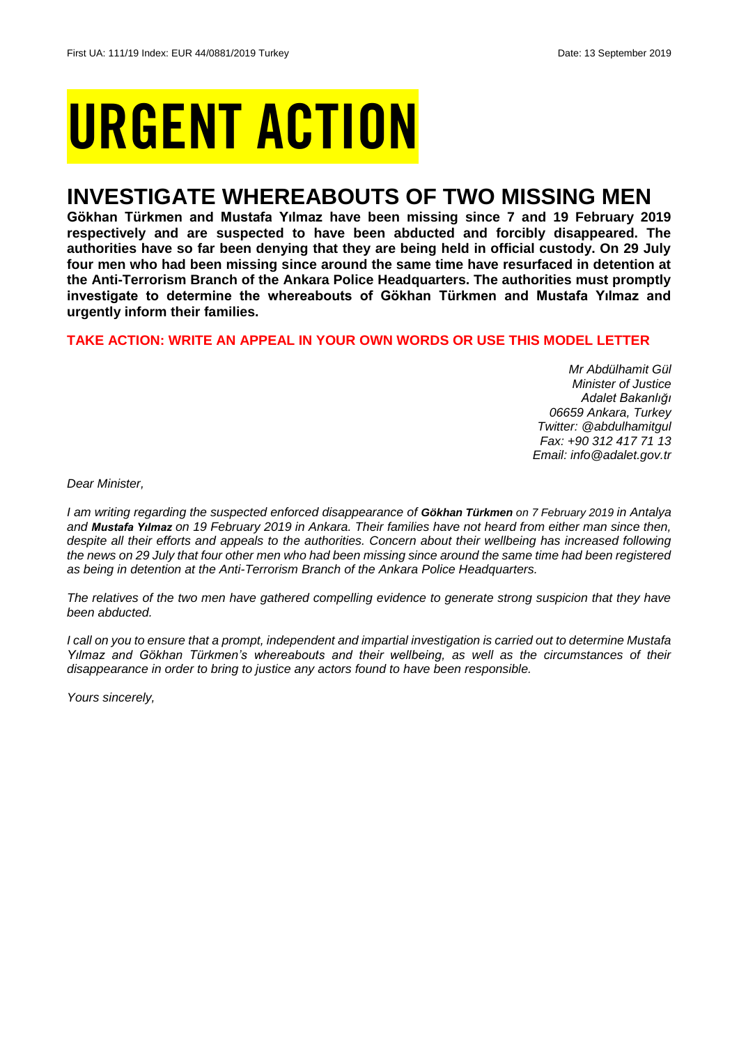# URGENT ACTION

## INVESTIGATE WHEREABOUTS OF TWO MISSING MEN

**Gökhan Türkmen and Mustafa Yılmaz have been missing since 7 and 19 February 2019 respectively and are suspected to have been abducted and forcibly disappeared. The authorities have so far been denying that they are being held in official custody. On 29 July four men who had been missing since around the same time have resurfaced in detention at the Anti-Terrorism Branch of the Ankara Police Headquarters. The authorities must promptly investigate to determine the whereabouts of Gökhan Türkmen and Mustafa Yılmaz and urgently inform their families.**

**TAKE ACTION: WRITE AN APPEAL IN YOUR OWN WORDS OR USE THIS MODEL LETTER**

*Mr Abdülhamit Gül*
*Minister of Justice*
*Adalet Bakanlığı*
*06659 Ankara, Turkey*
*Twitter: @abdulhamitgul*
*Fax: +90 312 417 71 13*
*Email: info@adalet.gov.tr*

*Dear Minister,*

*I am writing regarding the suspected enforced disappearance of* ***Gökhan Türkmen*** *on 7 February 2019 in Antalya and* ***Mustafa Yılmaz*** *on 19 February 2019 in Ankara. Their families have not heard from either man since then, despite all their efforts and appeals to the authorities. Concern about their wellbeing has increased following the news on 29 July that four other men who had been missing since around the same time had been registered as being in detention at the Anti-Terrorism Branch of the Ankara Police Headquarters.*

*The relatives of the two men have gathered compelling evidence to generate strong suspicion that they have been abducted.*

*I call on you to ensure that a prompt, independent and impartial investigation is carried out to determine Mustafa Yılmaz and Gökhan Türkmen's whereabouts and their wellbeing, as well as the circumstances of their disappearance in order to bring to justice any actors found to have been responsible.*

*Yours sincerely,*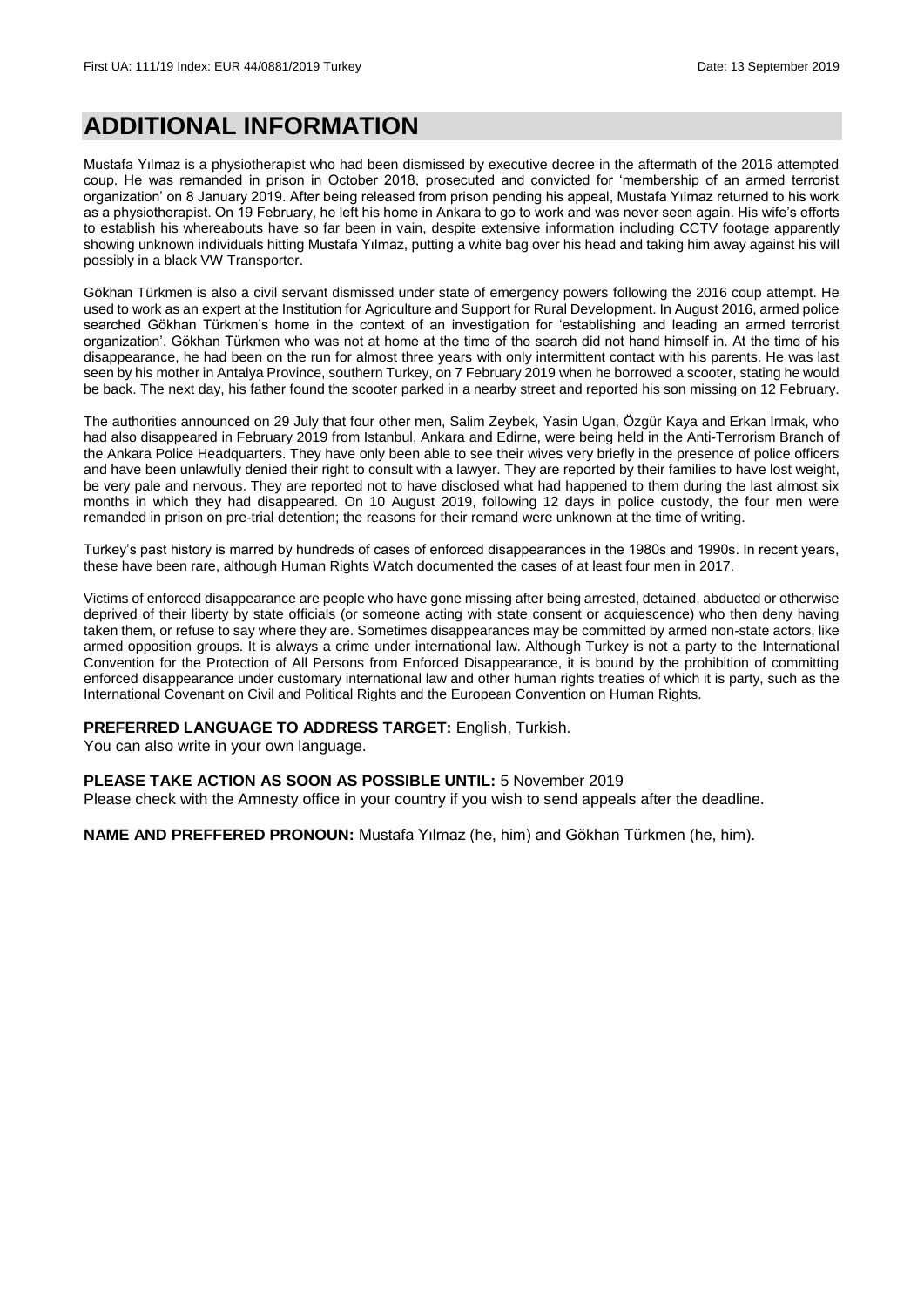# ADDITIONAL INFORMATION

Mustafa Yılmaz is a physiotherapist who had been dismissed by executive decree in the aftermath of the 2016 attempted coup. He was remanded in prison in October 2018, prosecuted and convicted for 'membership of an armed terrorist organization' on 8 January 2019. After being released from prison pending his appeal, Mustafa Yılmaz returned to his work as a physiotherapist. On 19 February, he left his home in Ankara to go to work and was never seen again. His wife's efforts to establish his whereabouts have so far been in vain, despite extensive information including CCTV footage apparently showing unknown individuals hitting Mustafa Yılmaz, putting a white bag over his head and taking him away against his will possibly in a black VW Transporter.

Gökhan Türkmen is also a civil servant dismissed under state of emergency powers following the 2016 coup attempt. He used to work as an expert at the Institution for Agriculture and Support for Rural Development. In August 2016, armed police searched Gökhan Türkmen's home in the context of an investigation for 'establishing and leading an armed terrorist organization'. Gökhan Türkmen who was not at home at the time of the search did not hand himself in. At the time of his disappearance, he had been on the run for almost three years with only intermittent contact with his parents. He was last seen by his mother in Antalya Province, southern Turkey, on 7 February 2019 when he borrowed a scooter, stating he would be back. The next day, his father found the scooter parked in a nearby street and reported his son missing on 12 February.

The authorities announced on 29 July that four other men, Salim Zeybek, Yasin Ugan, Özgür Kaya and Erkan Irmak, who had also disappeared in February 2019 from Istanbul, Ankara and Edirne, were being held in the Anti-Terrorism Branch of the Ankara Police Headquarters. They have only been able to see their wives very briefly in the presence of police officers and have been unlawfully denied their right to consult with a lawyer. They are reported by their families to have lost weight, be very pale and nervous. They are reported not to have disclosed what had happened to them during the last almost six months in which they had disappeared. On 10 August 2019, following 12 days in police custody, the four men were remanded in prison on pre-trial detention; the reasons for their remand were unknown at the time of writing.

Turkey's past history is marred by hundreds of cases of enforced disappearances in the 1980s and 1990s. In recent years, these have been rare, although Human Rights Watch documented the cases of at least four men in 2017.

Victims of enforced disappearance are people who have gone missing after being arrested, detained, abducted or otherwise deprived of their liberty by state officials (or someone acting with state consent or acquiescence) who then deny having taken them, or refuse to say where they are. Sometimes disappearances may be committed by armed non-state actors, like armed opposition groups. It is always a crime under international law. Although Turkey is not a party to the International Convention for the Protection of All Persons from Enforced Disappearance, it is bound by the prohibition of committing enforced disappearance under customary international law and other human rights treaties of which it is party, such as the International Covenant on Civil and Political Rights and the European Convention on Human Rights.

**PREFERRED LANGUAGE TO ADDRESS TARGET:** English, Turkish.
You can also write in your own language.

**PLEASE TAKE ACTION AS SOON AS POSSIBLE UNTIL:** 5 November 2019
Please check with the Amnesty office in your country if you wish to send appeals after the deadline.

**NAME AND PREFFERED PRONOUN:** Mustafa Yılmaz (he, him) and Gökhan Türkmen (he, him).